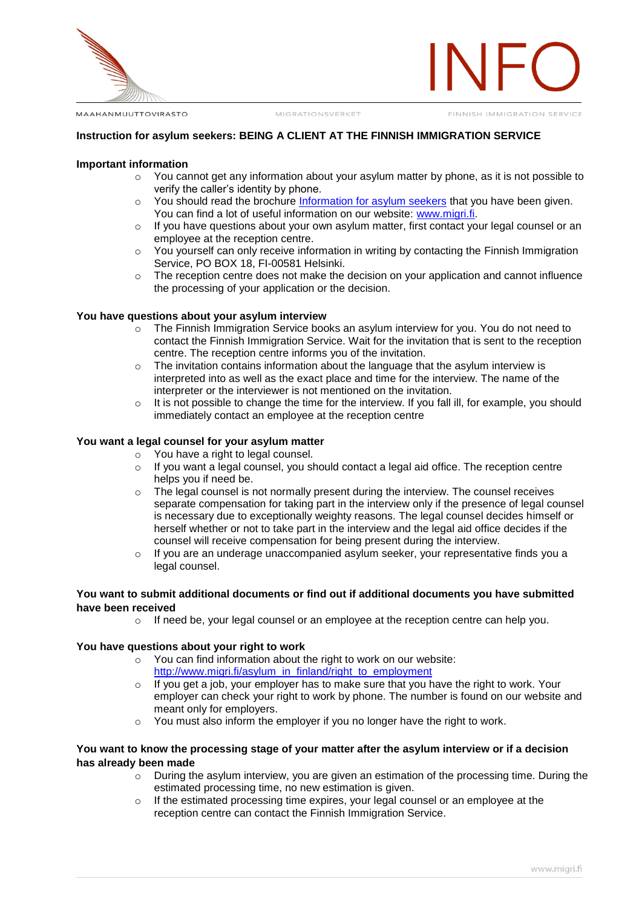### Instruction for asylum seekers: BEING A CLIENT AT THE FINNISH IMMIGRATION SERVICE

**Important information**

- You cannot get any information about your asylum matter by phone, as it is not possible to verify the caller's identity by phone.
- You should read the brochure [Information for asylum seekers]() that you have been given. You can find a lot of useful information on our website: [www.migri.fi](www.migri.fi).
- If you have questions about your own asylum matter, first contact your legal counsel or an employee at the reception centre.
- You yourself can only receive information in writing by contacting the Finnish Immigration Service, PO BOX 18, FI-00581 Helsinki.
- The reception centre does not make the decision on your application and cannot influence the processing of your application or the decision.

**You have questions about your asylum interview**

- The Finnish Immigration Service books an asylum interview for you. You do not need to contact the Finnish Immigration Service. Wait for the invitation that is sent to the reception centre. The reception centre informs you of the invitation.
- The invitation contains information about the language that the asylum interview is interpreted into as well as the exact place and time for the interview. The name of the interpreter or the interviewer is not mentioned on the invitation.
- It is not possible to change the time for the interview. If you fall ill, for example, you should immediately contact an employee at the reception centre

**You want a legal counsel for your asylum matter**

- You have a right to legal counsel.
- If you want a legal counsel, you should contact a legal aid office. The reception centre helps you if need be.
- The legal counsel is not normally present during the interview. The counsel receives separate compensation for taking part in the interview only if the presence of legal counsel is necessary due to exceptionally weighty reasons. The legal counsel decides himself or herself whether or not to take part in the interview and the legal aid office decides if the counsel will receive compensation for being present during the interview.
- If you are an underage unaccompanied asylum seeker, your representative finds you a legal counsel.

**You want to submit additional documents or find out if additional documents you have submitted have been received**

- If need be, your legal counsel or an employee at the reception centre can help you.

**You have questions about your right to work**

- You can find information about the right to work on our website: [http://www.migri.fi/asylum_in_finland/right_to_employment](http://www.migri.fi/asylum_in_finland/right_to_employment)
- If you get a job, your employer has to make sure that you have the right to work. Your employer can check your right to work by phone. The number is found on our website and meant only for employers.
- You must also inform the employer if you no longer have the right to work.

**You want to know the processing stage of your matter after the asylum interview or if a decision has already been made**

- During the asylum interview, you are given an estimation of the processing time. During the estimated processing time, no new estimation is given.
- If the estimated processing time expires, your legal counsel or an employee at the reception centre can contact the Finnish Immigration Service.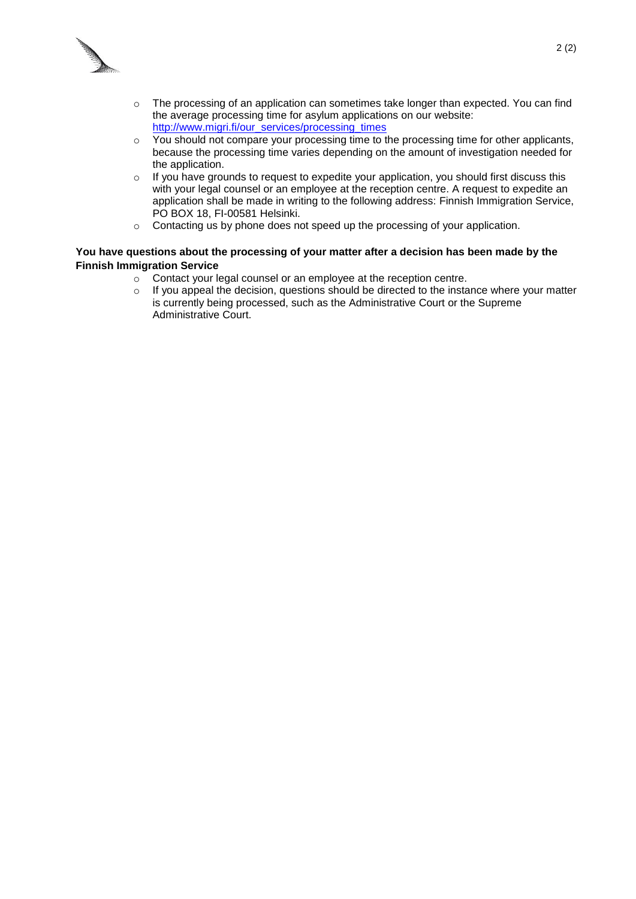- The processing of an application can sometimes take longer than expected. You can find the average processing time for asylum applications on our website: [http://www.migri.fi/our_services/processing_times](http://www.migri.fi/our_services/processing_times)
- You should not compare your processing time to the processing time for other applicants, because the processing time varies depending on the amount of investigation needed for the application.
- If you have grounds to request to expedite your application, you should first discuss this with your legal counsel or an employee at the reception centre. A request to expedite an application shall be made in writing to the following address: Finnish Immigration Service, PO BOX 18, FI-00581 Helsinki.
- Contacting us by phone does not speed up the processing of your application.

**You have questions about the processing of your matter after a decision has been made by the Finnish Immigration Service**

- Contact your legal counsel or an employee at the reception centre.
- If you appeal the decision, questions should be directed to the instance where your matter is currently being processed, such as the Administrative Court or the Supreme Administrative Court.